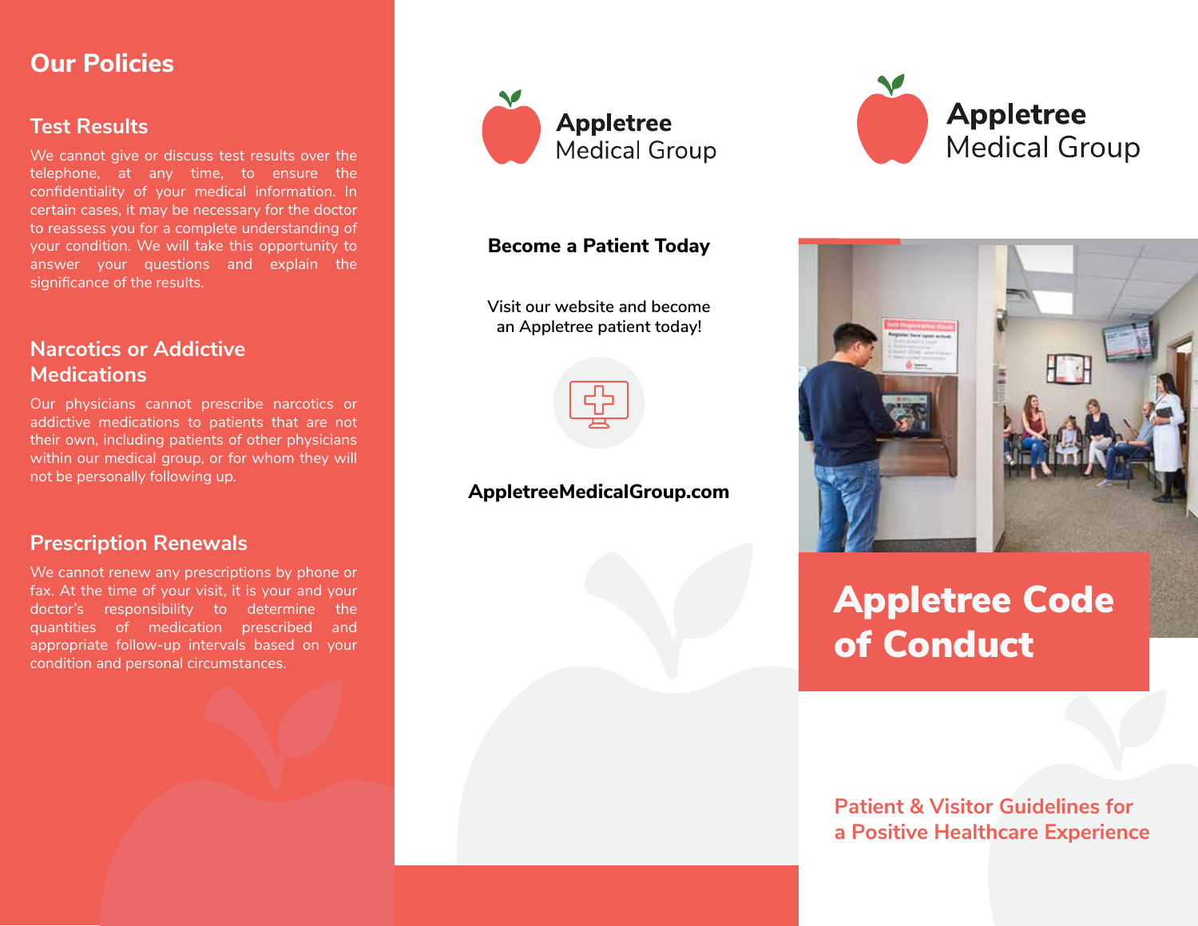## Our Policies

### Test Results

We cannot give or discuss test results over the telephone, at any time, to ensure the confidentiality of your medical information. In certain cases, it may be necessary for the doctor to reassess you for a complete understanding of your condition. We will take this opportunity to answer your questions and explain the significance of the results.

### Narcotics or Addictive Medications

Our physicians cannot prescribe narcotics or addictive medications to patients that are not their own, including patients of other physicians within our medical group, or for whom they will not be personally following up.

### Prescription Renewals

We cannot renew any prescriptions by phone or fax. At the time of your visit, it is your and your doctor's responsibility to determine the quantities of medication prescribed and appropriate follow-up intervals based on your condition and personal circumstances.

**Appletree** Medical Group

**Become a Patient Today**

Visit our website and become an Appletree patient today!

**AppletreeMedicalGroup.com**

**Appletree** Medical Group

# Appletree Code of Conduct

**Patient & Visitor Guidelines for a Positive Healthcare Experience**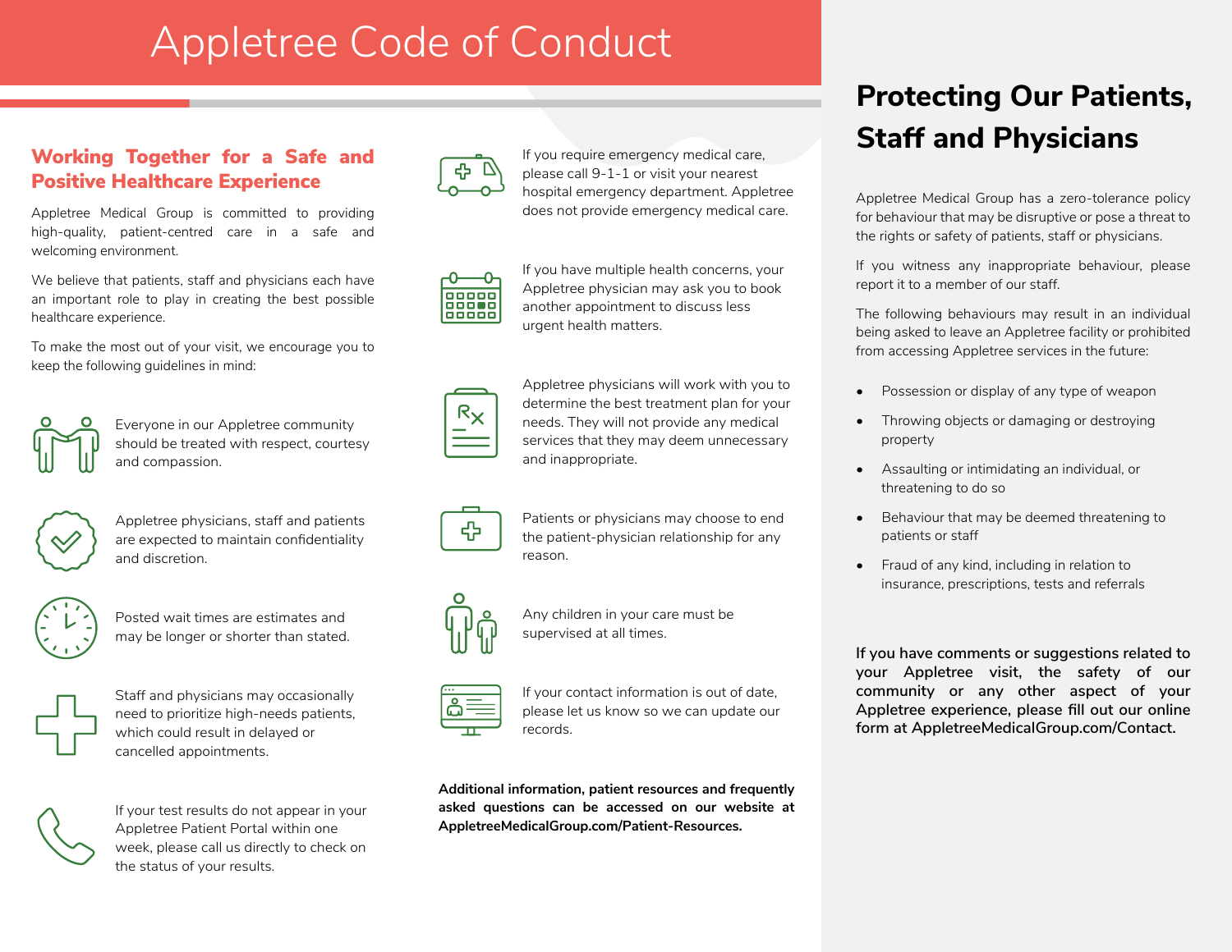# Appletree Code of Conduct

## Working Together for a Safe and Positive Healthcare Experience

Appletree Medical Group is committed to providing high-quality, patient-centred care in a safe and welcoming environment.

We believe that patients, staff and physicians each have an important role to play in creating the best possible healthcare experience.

To make the most out of your visit, we encourage you to keep the following guidelines in mind:

Everyone in our Appletree community should be treated with respect, courtesy and compassion.

Appletree physicians, staff and patients are expected to maintain confidentiality and discretion.

Posted wait times are estimates and may be longer or shorter than stated.

Staff and physicians may occasionally need to prioritize high-needs patients, which could result in delayed or cancelled appointments.

If your test results do not appear in your Appletree Patient Portal within one week, please call us directly to check on the status of your results.

If you require emergency medical care, please call 9-1-1 or visit your nearest hospital emergency department. Appletree does not provide emergency medical care.

If you have multiple health concerns, your Appletree physician may ask you to book another appointment to discuss less urgent health matters.

Appletree physicians will work with you to determine the best treatment plan for your needs. They will not provide any medical services that they may deem unnecessary and inappropriate.

Patients or physicians may choose to end the patient-physician relationship for any reason.

Any children in your care must be supervised at all times.

If your contact information is out of date, please let us know so we can update our records.

**Additional information, patient resources and frequently asked questions can be accessed on our website at AppletreeMedicalGroup.com/Patient-Resources.**

## Protecting Our Patients, Staff and Physicians

Appletree Medical Group has a zero-tolerance policy for behaviour that may be disruptive or pose a threat to the rights or safety of patients, staff or physicians.

If you witness any inappropriate behaviour, please report it to a member of our staff.

The following behaviours may result in an individual being asked to leave an Appletree facility or prohibited from accessing Appletree services in the future:

- Possession or display of any type of weapon
- Throwing objects or damaging or destroying property
- Assaulting or intimidating an individual, or threatening to do so
- Behaviour that may be deemed threatening to patients or staff
- Fraud of any kind, including in relation to insurance, prescriptions, tests and referrals

**If you have comments or suggestions related to your Appletree visit, the safety of our community or any other aspect of your Appletree experience, please fill out our online form at AppletreeMedicalGroup.com/Contact.**